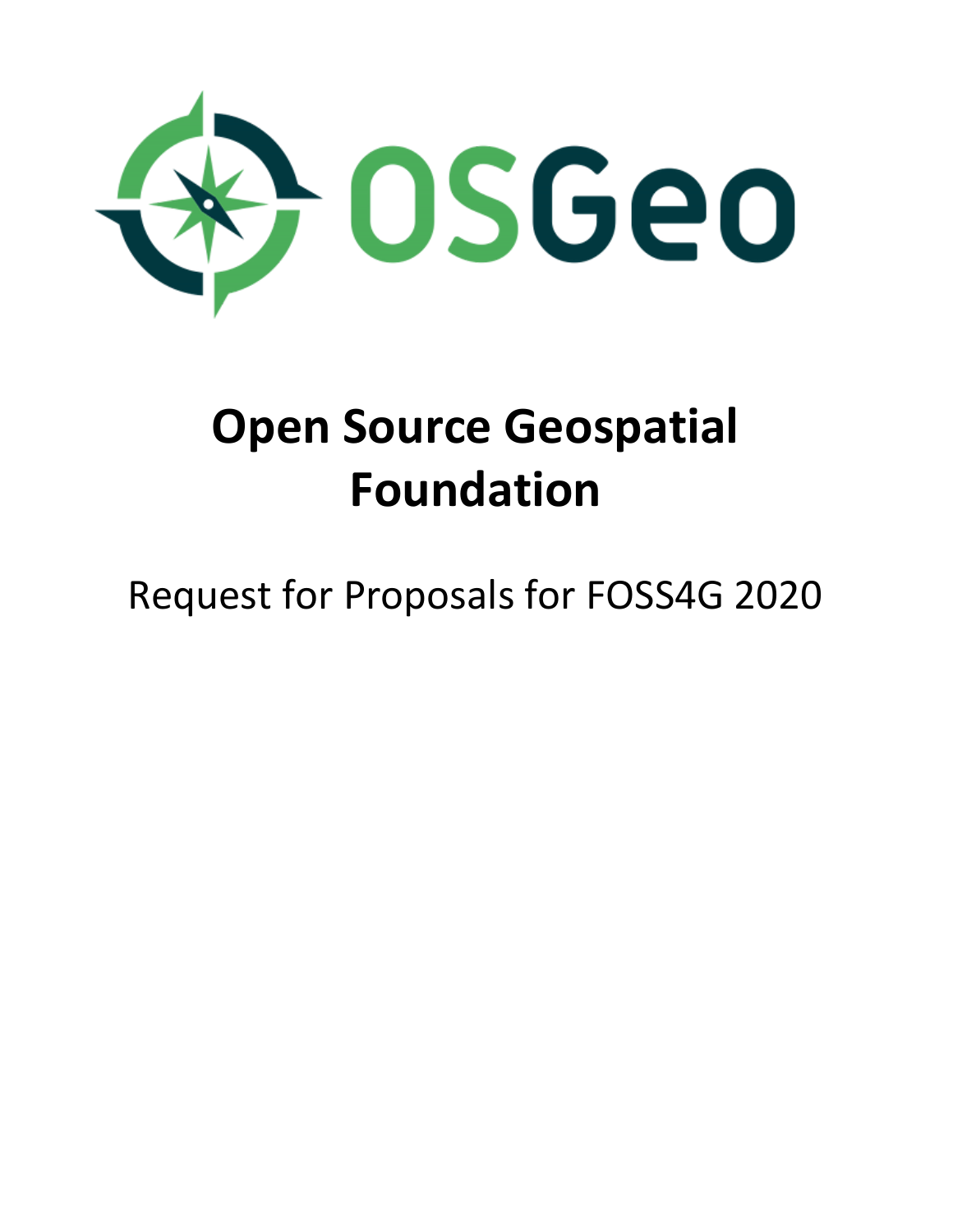OSGeo

# Open Source Geospatial Foundation

Request for Proposals for FOSS4G 2020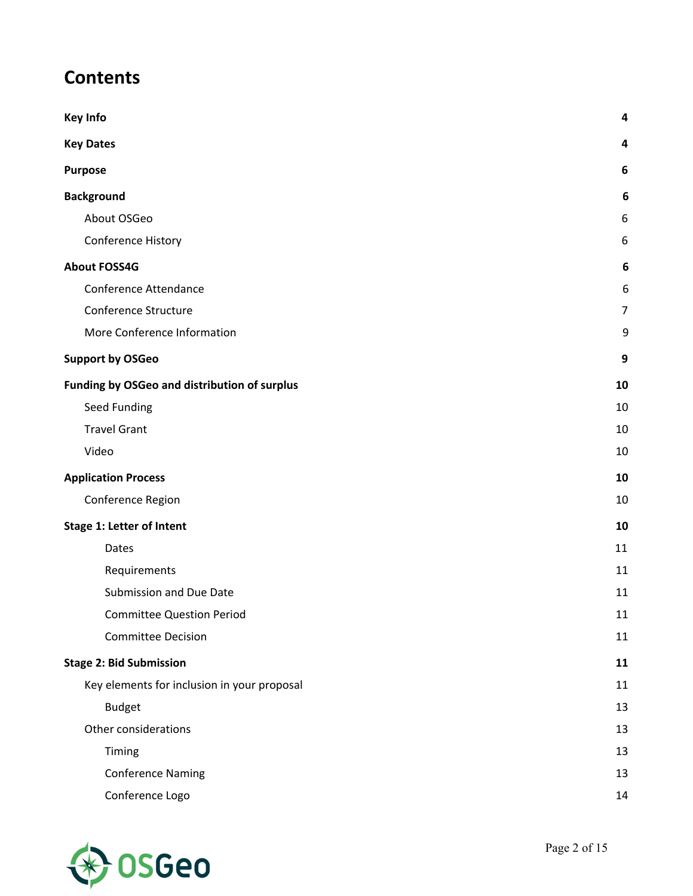# Contents

| | |
|---|---|
| **Key Info** | **4** |
| **Key Dates** | **4** |
| **Purpose** | **6** |
| **Background** | **6** |
| About OSGeo | 6 |
| Conference History | 6 |
| **About FOSS4G** | **6** |
| Conference Attendance | 6 |
| Conference Structure | 7 |
| More Conference Information | 9 |
| **Support by OSGeo** | **9** |
| **Funding by OSGeo and distribution of surplus** | **10** |
| Seed Funding | 10 |
| Travel Grant | 10 |
| Video | 10 |
| **Application Process** | **10** |
| Conference Region | 10 |
| **Stage 1: Letter of Intent** | **10** |
| Dates | 11 |
| Requirements | 11 |
| Submission and Due Date | 11 |
| Committee Question Period | 11 |
| Committee Decision | 11 |
| **Stage 2: Bid Submission** | **11** |
| Key elements for inclusion in your proposal | 11 |
| Budget | 13 |
| Other considerations | 13 |
| Timing | 13 |
| Conference Naming | 13 |
| Conference Logo | 14 |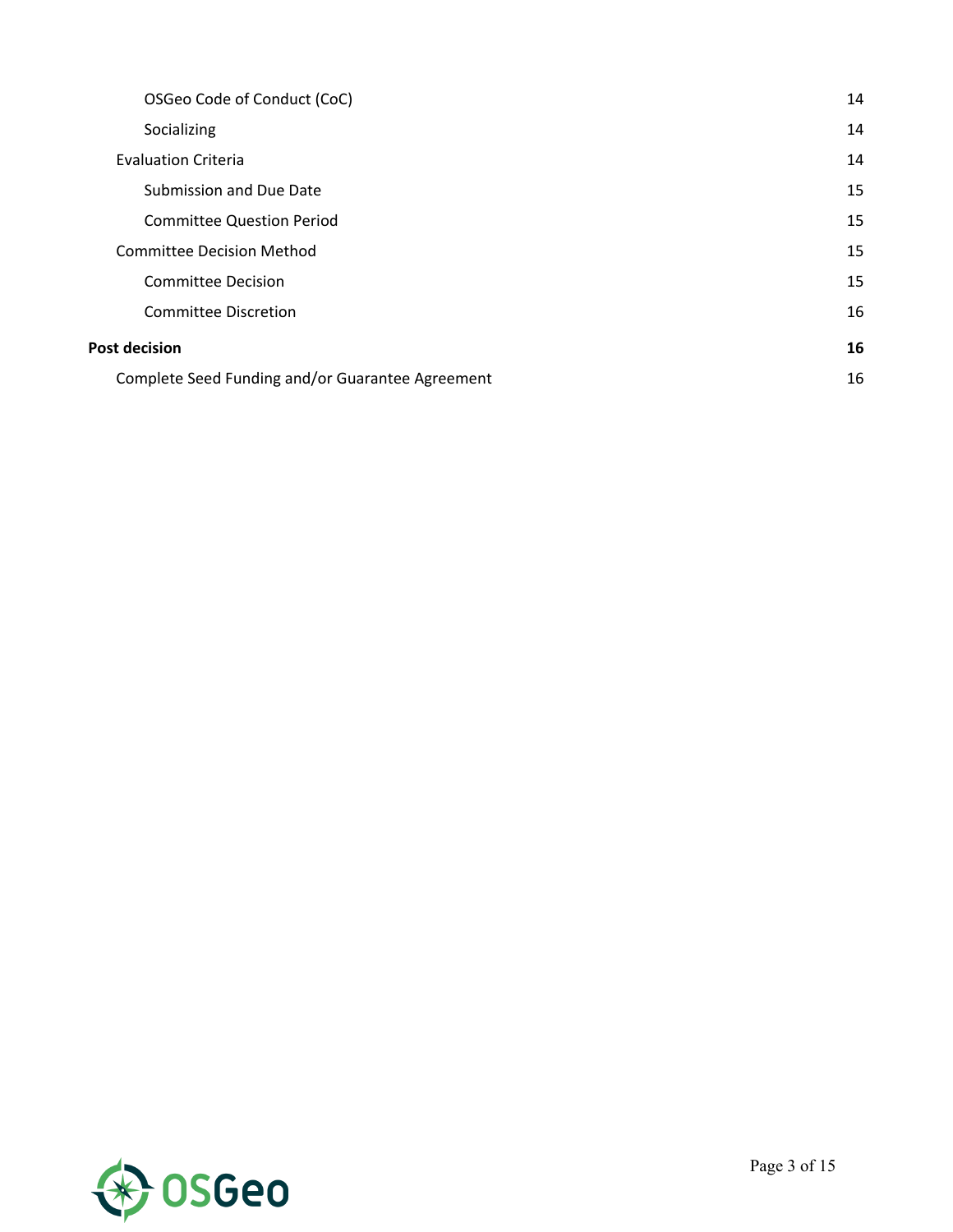- OSGeo Code of Conduct (CoC) 14
- Socializing 14
- Evaluation Criteria 14
  - Submission and Due Date 15
  - Committee Question Period 15
- Committee Decision Method 15
  - Committee Decision 15
  - Committee Discretion 16

**Post decision 16**

- Complete Seed Funding and/or Guarantee Agreement 16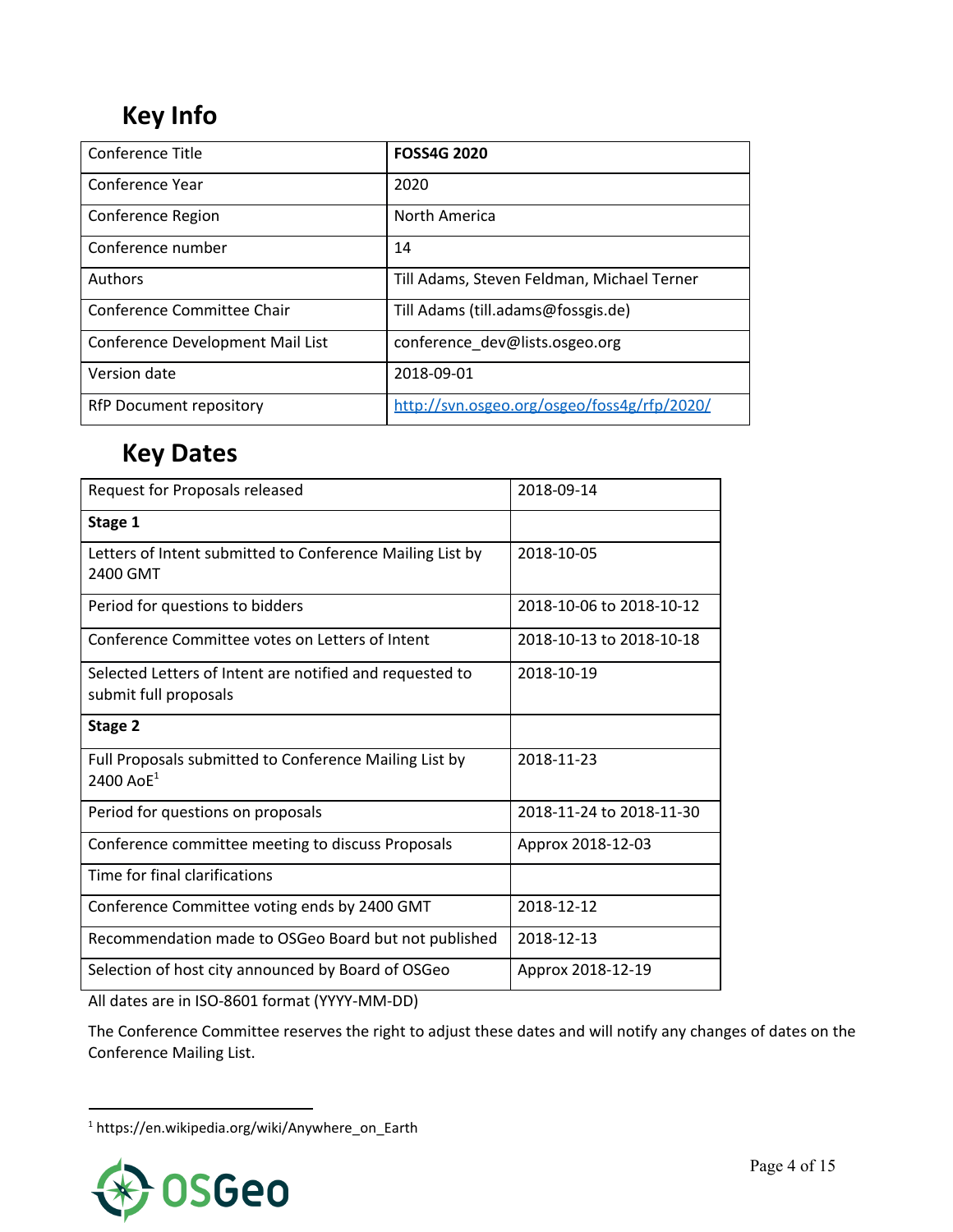## Key Info

| Conference Title | **FOSS4G 2020** |
|---|---|
| Conference Year | 2020 |
| Conference Region | North America |
| Conference number | 14 |
| Authors | Till Adams, Steven Feldman, Michael Terner |
| Conference Committee Chair | Till Adams (till.adams@fossgis.de) |
| Conference Development Mail List | conference_dev@lists.osgeo.org |
| Version date | 2018-09-01 |
| RfP Document repository | [http://svn.osgeo.org/osgeo/foss4g/rfp/2020/](http://svn.osgeo.org/osgeo/foss4g/rfp/2020/) |

## Key Dates

| Request for Proposals released | 2018-09-14 |
|---|---|
| **Stage 1** | |
| Letters of Intent submitted to Conference Mailing List by 2400 GMT | 2018-10-05 |
| Period for questions to bidders | 2018-10-06 to 2018-10-12 |
| Conference Committee votes on Letters of Intent | 2018-10-13 to 2018-10-18 |
| Selected Letters of Intent are notified and requested to submit full proposals | 2018-10-19 |
| **Stage 2** | |
| Full Proposals submitted to Conference Mailing List by 2400 AoE[1] | 2018-11-23 |
| Period for questions on proposals | 2018-11-24 to 2018-11-30 |
| Conference committee meeting to discuss Proposals | Approx 2018-12-03 |
| Time for final clarifications | |
| Conference Committee voting ends by 2400 GMT | 2018-12-12 |
| Recommendation made to OSGeo Board but not published | 2018-12-13 |
| Selection of host city announced by Board of OSGeo | Approx 2018-12-19 |

All dates are in ISO-8601 format (YYYY-MM-DD)

The Conference Committee reserves the right to adjust these dates and will notify any changes of dates on the Conference Mailing List.

[1] https://en.wikipedia.org/wiki/Anywhere_on_Earth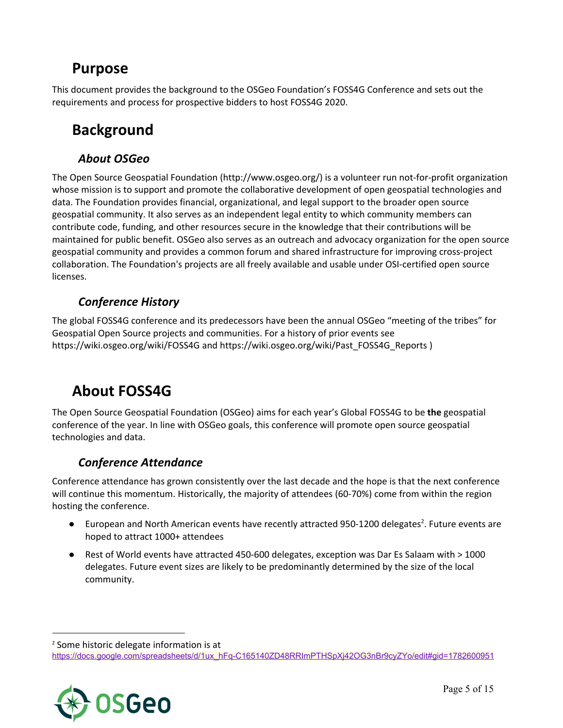# Purpose

This document provides the background to the OSGeo Foundation's FOSS4G Conference and sets out the requirements and process for prospective bidders to host FOSS4G 2020.

# Background

## *About OSGeo*

The Open Source Geospatial Foundation (http://www.osgeo.org/) is a volunteer run not-for-profit organization whose mission is to support and promote the collaborative development of open geospatial technologies and data. The Foundation provides financial, organizational, and legal support to the broader open source geospatial community. It also serves as an independent legal entity to which community members can contribute code, funding, and other resources secure in the knowledge that their contributions will be maintained for public benefit. OSGeo also serves as an outreach and advocacy organization for the open source geospatial community and provides a common forum and shared infrastructure for improving cross-project collaboration. The Foundation's projects are all freely available and usable under OSI-certified open source licenses.

## *Conference History*

The global FOSS4G conference and its predecessors have been the annual OSGeo "meeting of the tribes" for Geospatial Open Source projects and communities. For a history of prior events see https://wiki.osgeo.org/wiki/FOSS4G and https://wiki.osgeo.org/wiki/Past_FOSS4G_Reports )

# About FOSS4G

The Open Source Geospatial Foundation (OSGeo) aims for each year's Global FOSS4G to be **the** geospatial conference of the year. In line with OSGeo goals, this conference will promote open source geospatial technologies and data.

## *Conference Attendance*

Conference attendance has grown consistently over the last decade and the hope is that the next conference will continue this momentum. Historically, the majority of attendees (60-70%) come from within the region hosting the conference.

- European and North American events have recently attracted 950-1200 delegates[2]. Future events are hoped to attract 1000+ attendees
- Rest of World events have attracted 450-600 delegates, exception was Dar Es Salaam with > 1000 delegates. Future event sizes are likely to be predominantly determined by the size of the local community.

---

[2] Some historic delegate information is at https://docs.google.com/spreadsheets/d/1ux_hFq-C165140ZD48RRImPTHSpXj42OG3nBr9cyZYo/edit#gid=1782600951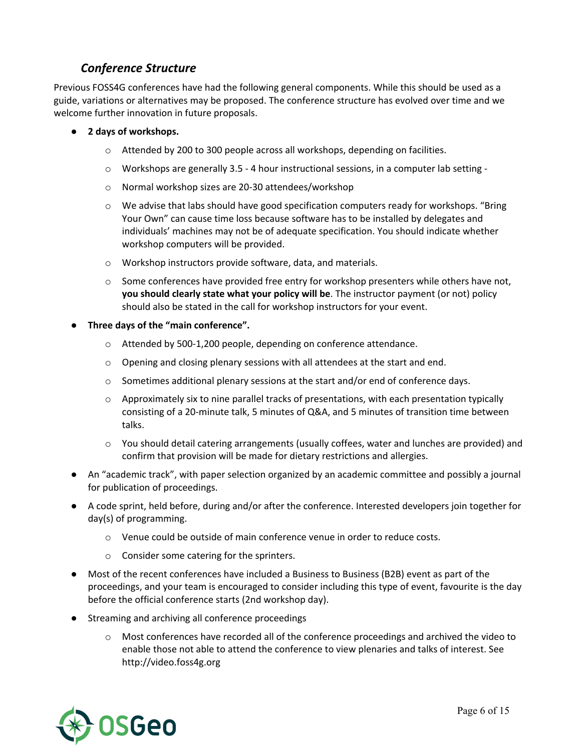### *Conference Structure*

Previous FOSS4G conferences have had the following general components. While this should be used as a guide, variations or alternatives may be proposed. The conference structure has evolved over time and we welcome further innovation in future proposals.

- **2 days of workshops.**
  - Attended by 200 to 300 people across all workshops, depending on facilities.
  - Workshops are generally 3.5 - 4 hour instructional sessions, in a computer lab setting -
  - Normal workshop sizes are 20-30 attendees/workshop
  - We advise that labs should have good specification computers ready for workshops. “Bring Your Own” can cause time loss because software has to be installed by delegates and individuals' machines may not be of adequate specification. You should indicate whether workshop computers will be provided.
  - Workshop instructors provide software, data, and materials.
  - Some conferences have provided free entry for workshop presenters while others have not, **you should clearly state what your policy will be**. The instructor payment (or not) policy should also be stated in the call for workshop instructors for your event.
- **Three days of the “main conference”.**
  - Attended by 500-1,200 people, depending on conference attendance.
  - Opening and closing plenary sessions with all attendees at the start and end.
  - Sometimes additional plenary sessions at the start and/or end of conference days.
  - Approximately six to nine parallel tracks of presentations, with each presentation typically consisting of a 20-minute talk, 5 minutes of Q&A, and 5 minutes of transition time between talks.
  - You should detail catering arrangements (usually coffees, water and lunches are provided) and confirm that provision will be made for dietary restrictions and allergies.
- An “academic track”, with paper selection organized by an academic committee and possibly a journal for publication of proceedings.
- A code sprint, held before, during and/or after the conference. Interested developers join together for day(s) of programming.
  - Venue could be outside of main conference venue in order to reduce costs.
  - Consider some catering for the sprinters.
- Most of the recent conferences have included a Business to Business (B2B) event as part of the proceedings, and your team is encouraged to consider including this type of event, favourite is the day before the official conference starts (2nd workshop day).
- Streaming and archiving all conference proceedings
  - Most conferences have recorded all of the conference proceedings and archived the video to enable those not able to attend the conference to view plenaries and talks of interest. See http://video.foss4g.org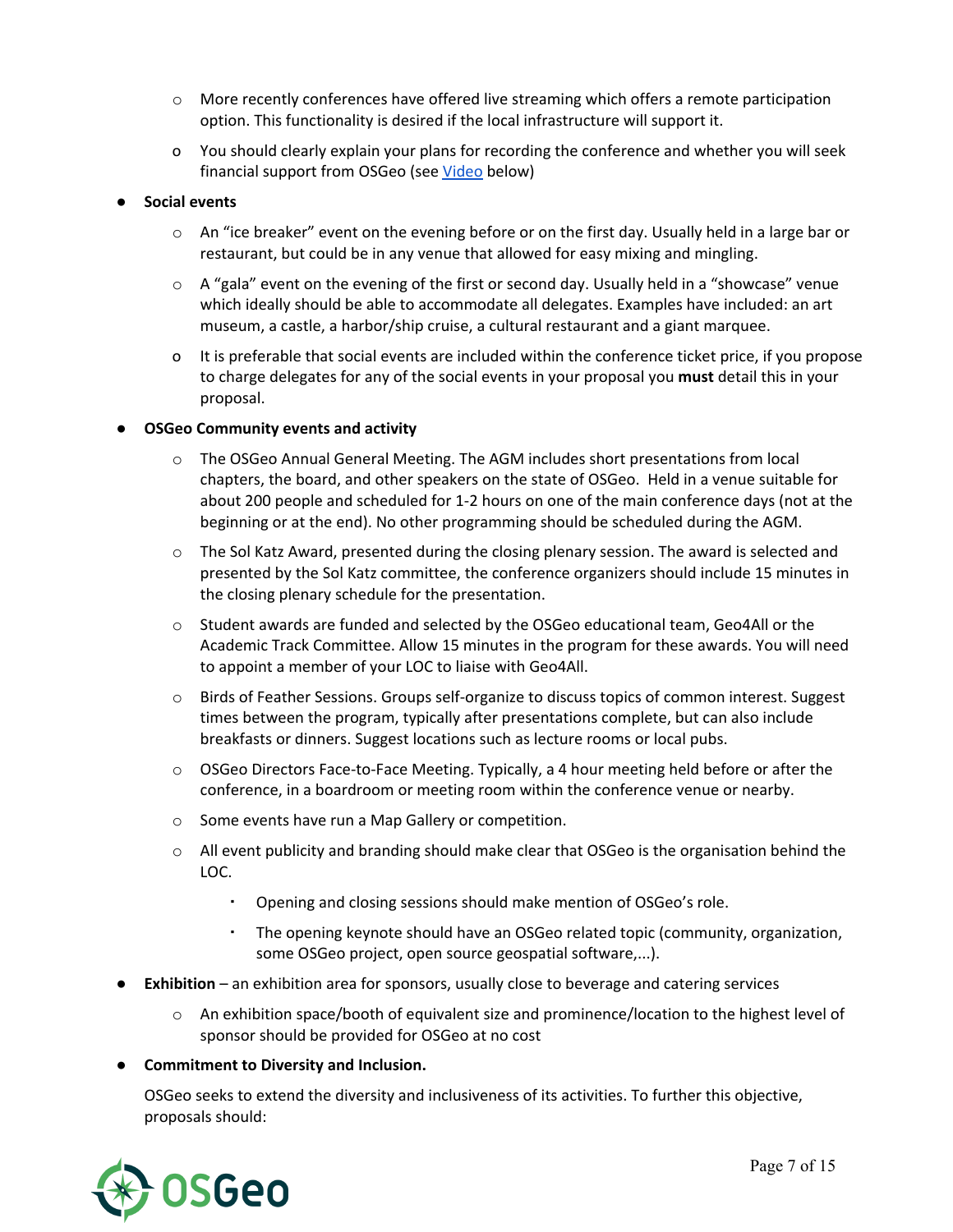- More recently conferences have offered live streaming which offers a remote participation option. This functionality is desired if the local infrastructure will support it.
  - You should clearly explain your plans for recording the conference and whether you will seek financial support from OSGeo (see Video below)

- **Social events**
  - An “ice breaker” event on the evening before or on the first day. Usually held in a large bar or restaurant, but could be in any venue that allowed for easy mixing and mingling.
  - A “gala” event on the evening of the first or second day. Usually held in a “showcase” venue which ideally should be able to accommodate all delegates. Examples have included: an art museum, a castle, a harbor/ship cruise, a cultural restaurant and a giant marquee.
  - It is preferable that social events are included within the conference ticket price, if you propose to charge delegates for any of the social events in your proposal you **must** detail this in your proposal.

- **OSGeo Community events and activity**
  - The OSGeo Annual General Meeting. The AGM includes short presentations from local chapters, the board, and other speakers on the state of OSGeo. Held in a venue suitable for about 200 people and scheduled for 1-2 hours on one of the main conference days (not at the beginning or at the end). No other programming should be scheduled during the AGM.
  - The Sol Katz Award, presented during the closing plenary session. The award is selected and presented by the Sol Katz committee, the conference organizers should include 15 minutes in the closing plenary schedule for the presentation.
  - Student awards are funded and selected by the OSGeo educational team, Geo4All or the Academic Track Committee. Allow 15 minutes in the program for these awards. You will need to appoint a member of your LOC to liaise with Geo4All.
  - Birds of Feather Sessions. Groups self-organize to discuss topics of common interest. Suggest times between the program, typically after presentations complete, but can also include breakfasts or dinners. Suggest locations such as lecture rooms or local pubs.
  - OSGeo Directors Face-to-Face Meeting. Typically, a 4 hour meeting held before or after the conference, in a boardroom or meeting room within the conference venue or nearby.
  - Some events have run a Map Gallery or competition.
  - All event publicity and branding should make clear that OSGeo is the organisation behind the LOC.
    - Opening and closing sessions should make mention of OSGeo’s role.
    - The opening keynote should have an OSGeo related topic (community, organization, some OSGeo project, open source geospatial software,...).

- **Exhibition** – an exhibition area for sponsors, usually close to beverage and catering services
  - An exhibition space/booth of equivalent size and prominence/location to the highest level of sponsor should be provided for OSGeo at no cost

- **Commitment to Diversity and Inclusion.**

  OSGeo seeks to extend the diversity and inclusiveness of its activities. To further this objective, proposals should: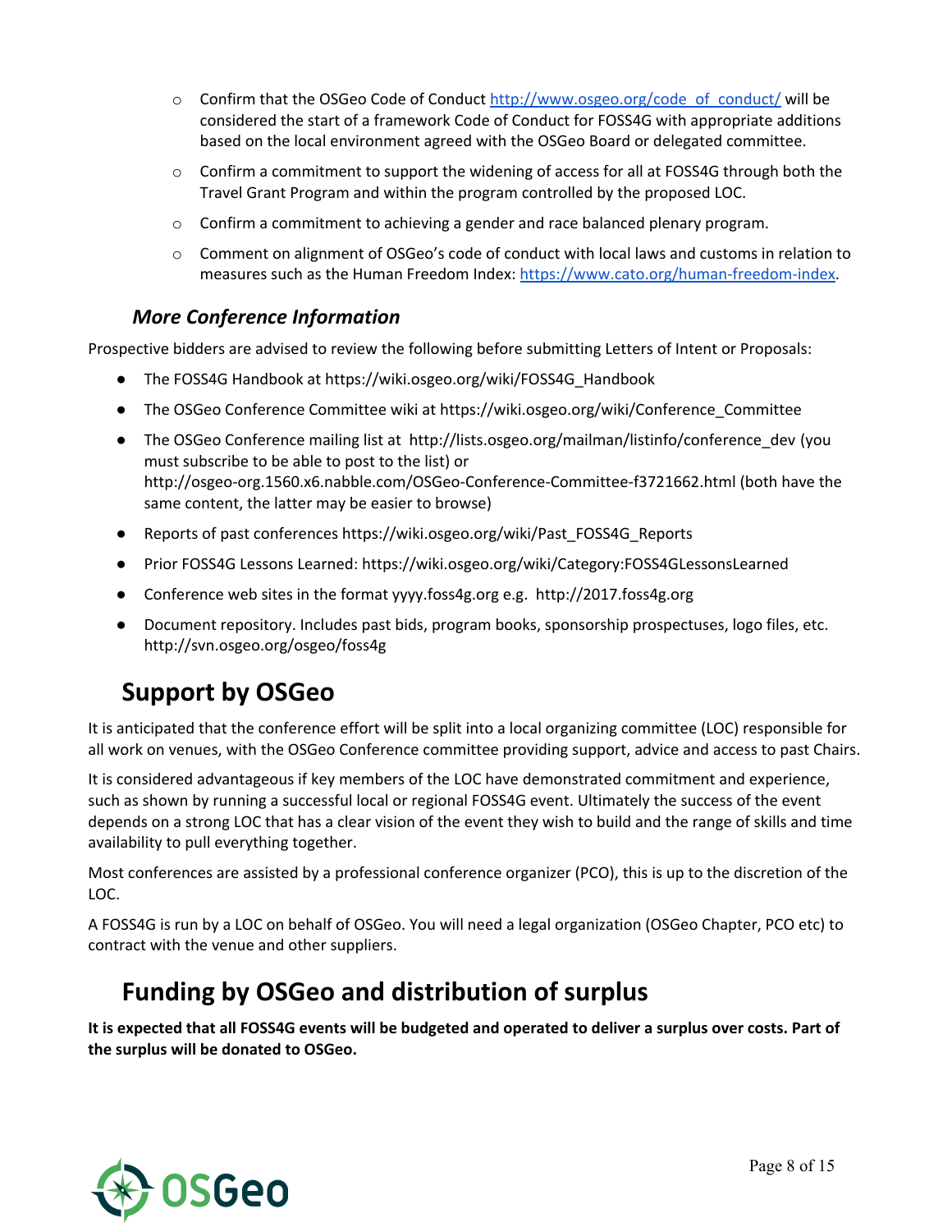- Confirm that the OSGeo Code of Conduct [http://www.osgeo.org/code_of_conduct/](http://www.osgeo.org/code_of_conduct/) will be considered the start of a framework Code of Conduct for FOSS4G with appropriate additions based on the local environment agreed with the OSGeo Board or delegated committee.
- Confirm a commitment to support the widening of access for all at FOSS4G through both the Travel Grant Program and within the program controlled by the proposed LOC.
- Confirm a commitment to achieving a gender and race balanced plenary program.
- Comment on alignment of OSGeo's code of conduct with local laws and customs in relation to measures such as the Human Freedom Index: [https://www.cato.org/human-freedom-index](https://www.cato.org/human-freedom-index).

### *More Conference Information*

Prospective bidders are advised to review the following before submitting Letters of Intent or Proposals:

- The FOSS4G Handbook at https://wiki.osgeo.org/wiki/FOSS4G_Handbook
- The OSGeo Conference Committee wiki at https://wiki.osgeo.org/wiki/Conference_Committee
- The OSGeo Conference mailing list at http://lists.osgeo.org/mailman/listinfo/conference_dev (you must subscribe to be able to post to the list) or http://osgeo-org.1560.x6.nabble.com/OSGeo-Conference-Committee-f3721662.html (both have the same content, the latter may be easier to browse)
- Reports of past conferences https://wiki.osgeo.org/wiki/Past_FOSS4G_Reports
- Prior FOSS4G Lessons Learned: https://wiki.osgeo.org/wiki/Category:FOSS4GLessonsLearned
- Conference web sites in the format yyyy.foss4g.org e.g. http://2017.foss4g.org
- Document repository. Includes past bids, program books, sponsorship prospectuses, logo files, etc. http://svn.osgeo.org/osgeo/foss4g

## Support by OSGeo

It is anticipated that the conference effort will be split into a local organizing committee (LOC) responsible for all work on venues, with the OSGeo Conference committee providing support, advice and access to past Chairs.

It is considered advantageous if key members of the LOC have demonstrated commitment and experience, such as shown by running a successful local or regional FOSS4G event. Ultimately the success of the event depends on a strong LOC that has a clear vision of the event they wish to build and the range of skills and time availability to pull everything together.

Most conferences are assisted by a professional conference organizer (PCO), this is up to the discretion of the LOC.

A FOSS4G is run by a LOC on behalf of OSGeo. You will need a legal organization (OSGeo Chapter, PCO etc) to contract with the venue and other suppliers.

## Funding by OSGeo and distribution of surplus

**It is expected that all FOSS4G events will be budgeted and operated to deliver a surplus over costs. Part of the surplus will be donated to OSGeo.**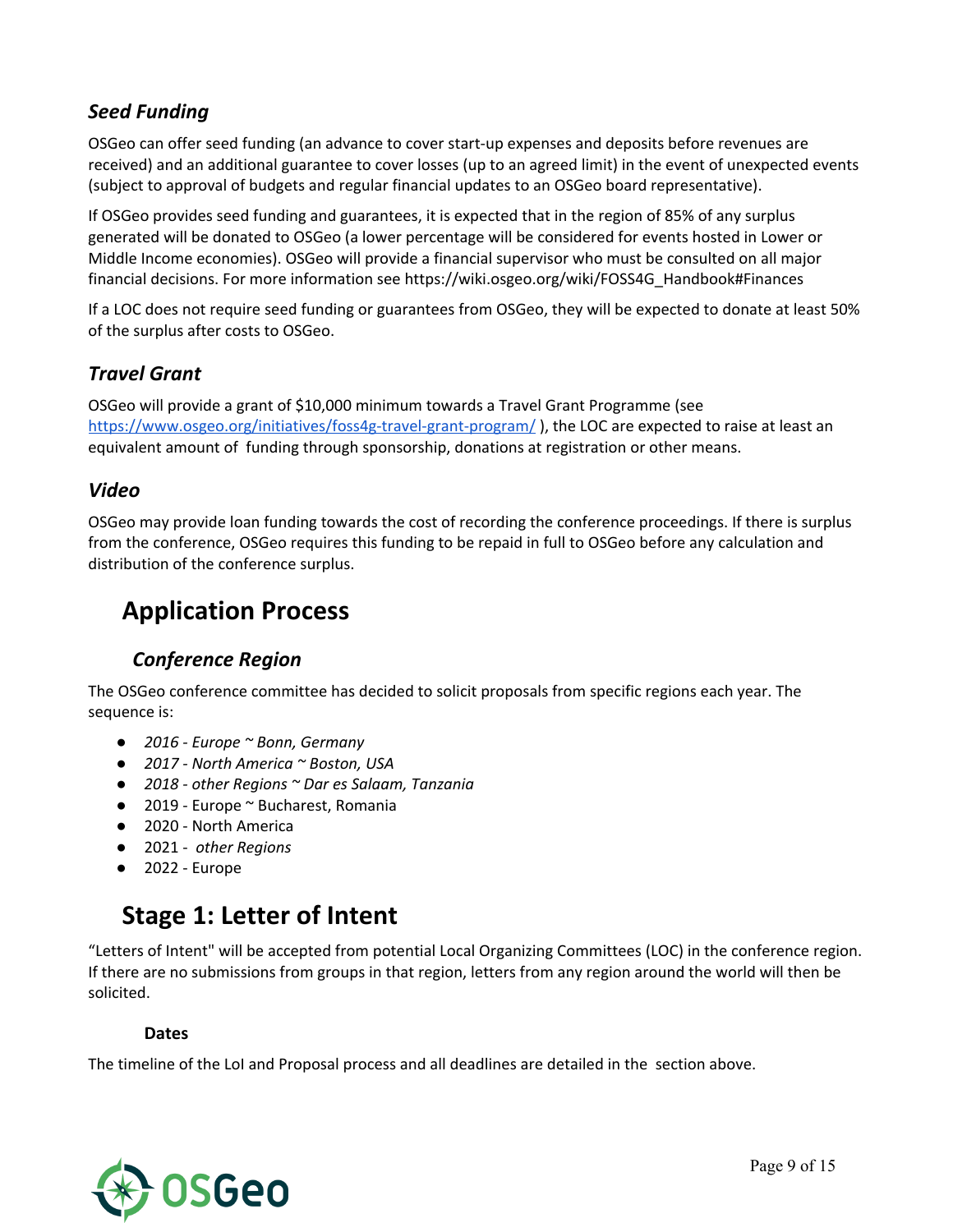### *Seed Funding*

OSGeo can offer seed funding (an advance to cover start-up expenses and deposits before revenues are received) and an additional guarantee to cover losses (up to an agreed limit) in the event of unexpected events (subject to approval of budgets and regular financial updates to an OSGeo board representative).

If OSGeo provides seed funding and guarantees, it is expected that in the region of 85% of any surplus generated will be donated to OSGeo (a lower percentage will be considered for events hosted in Lower or Middle Income economies). OSGeo will provide a financial supervisor who must be consulted on all major financial decisions. For more information see https://wiki.osgeo.org/wiki/FOSS4G_Handbook#Finances

If a LOC does not require seed funding or guarantees from OSGeo, they will be expected to donate at least 50% of the surplus after costs to OSGeo.

### *Travel Grant*

OSGeo will provide a grant of $10,000 minimum towards a Travel Grant Programme (see https://www.osgeo.org/initiatives/foss4g-travel-grant-program/ ), the LOC are expected to raise at least an equivalent amount of funding through sponsorship, donations at registration or other means.

### *Video*

OSGeo may provide loan funding towards the cost of recording the conference proceedings. If there is surplus from the conference, OSGeo requires this funding to be repaid in full to OSGeo before any calculation and distribution of the conference surplus.

## Application Process

### *Conference Region*

The OSGeo conference committee has decided to solicit proposals from specific regions each year. The sequence is:

- *2016 - Europe ~ Bonn, Germany*
- *2017 - North America ~ Boston, USA*
- *2018 - other Regions ~ Dar es Salaam, Tanzania*
- 2019 - Europe ~ Bucharest, Romania
- 2020 - North America
- 2021 - *other Regions*
- 2022 - Europe

## Stage 1: Letter of Intent

"Letters of Intent" will be accepted from potential Local Organizing Committees (LOC) in the conference region. If there are no submissions from groups in that region, letters from any region around the world will then be solicited.

#### Dates

The timeline of the LoI and Proposal process and all deadlines are detailed in the section above.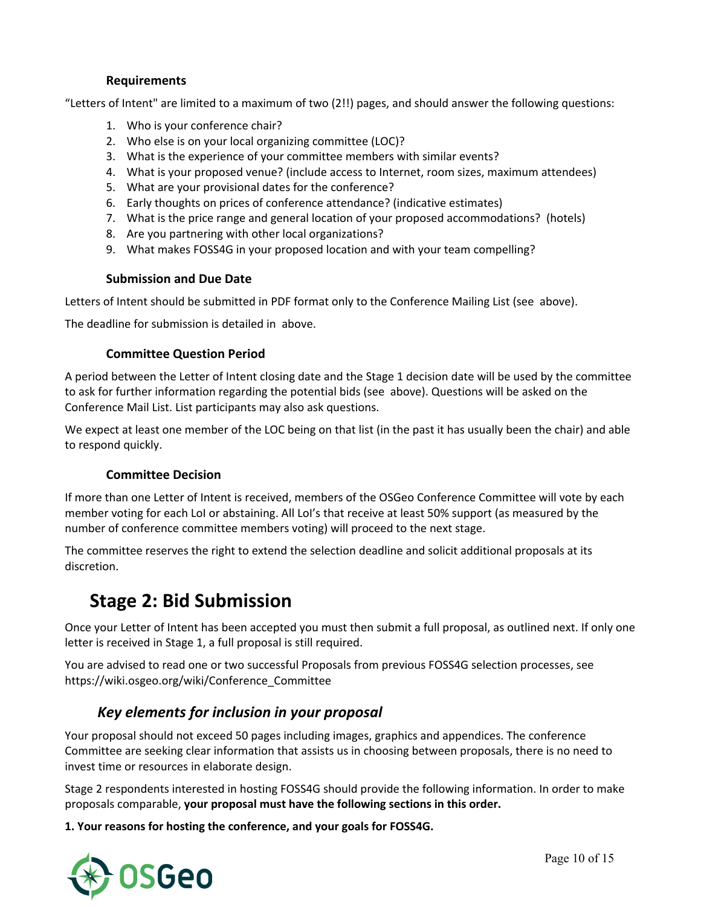### Requirements

"Letters of Intent" are limited to a maximum of two (2!!) pages, and should answer the following questions:

1. Who is your conference chair?
2. Who else is on your local organizing committee (LOC)?
3. What is the experience of your committee members with similar events?
4. What is your proposed venue? (include access to Internet, room sizes, maximum attendees)
5. What are your provisional dates for the conference?
6. Early thoughts on prices of conference attendance? (indicative estimates)
7. What is the price range and general location of your proposed accommodations? (hotels)
8. Are you partnering with other local organizations?
9. What makes FOSS4G in your proposed location and with your team compelling?

### Submission and Due Date

Letters of Intent should be submitted in PDF format only to the Conference Mailing List (see above).

The deadline for submission is detailed in above.

### Committee Question Period

A period between the Letter of Intent closing date and the Stage 1 decision date will be used by the committee to ask for further information regarding the potential bids (see above). Questions will be asked on the Conference Mail List. List participants may also ask questions.

We expect at least one member of the LOC being on that list (in the past it has usually been the chair) and able to respond quickly.

### Committee Decision

If more than one Letter of Intent is received, members of the OSGeo Conference Committee will vote by each member voting for each LoI or abstaining. All LoI's that receive at least 50% support (as measured by the number of conference committee members voting) will proceed to the next stage.

The committee reserves the right to extend the selection deadline and solicit additional proposals at its discretion.

# Stage 2: Bid Submission

Once your Letter of Intent has been accepted you must then submit a full proposal, as outlined next. If only one letter is received in Stage 1, a full proposal is still required.

You are advised to read one or two successful Proposals from previous FOSS4G selection processes, see https://wiki.osgeo.org/wiki/Conference_Committee

## *Key elements for inclusion in your proposal*

Your proposal should not exceed 50 pages including images, graphics and appendices. The conference Committee are seeking clear information that assists us in choosing between proposals, there is no need to invest time or resources in elaborate design.

Stage 2 respondents interested in hosting FOSS4G should provide the following information. In order to make proposals comparable, **your proposal must have the following sections in this order.**

**1. Your reasons for hosting the conference, and your goals for FOSS4G.**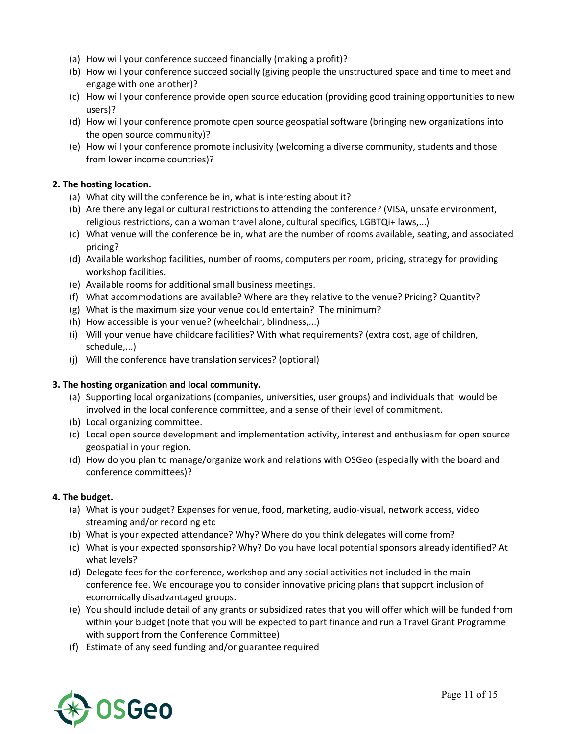(a) How will your conference succeed financially (making a profit)?
(b) How will your conference succeed socially (giving people the unstructured space and time to meet and engage with one another)?
(c) How will your conference provide open source education (providing good training opportunities to new users)?
(d) How will your conference promote open source geospatial software (bringing new organizations into the open source community)?
(e) How will your conference promote inclusivity (welcoming a diverse community, students and those from lower income countries)?

**2. The hosting location.**

(a) What city will the conference be in, what is interesting about it?
(b) Are there any legal or cultural restrictions to attending the conference? (VISA, unsafe environment, religious restrictions, can a woman travel alone, cultural specifics, LGBTQi+ laws,...)
(c) What venue will the conference be in, what are the number of rooms available, seating, and associated pricing?
(d) Available workshop facilities, number of rooms, computers per room, pricing, strategy for providing workshop facilities.
(e) Available rooms for additional small business meetings.
(f) What accommodations are available? Where are they relative to the venue? Pricing? Quantity?
(g) What is the maximum size your venue could entertain? The minimum?
(h) How accessible is your venue? (wheelchair, blindness,...)
(i) Will your venue have childcare facilities? With what requirements? (extra cost, age of children, schedule,...)
(j) Will the conference have translation services? (optional)

**3. The hosting organization and local community.**

(a) Supporting local organizations (companies, universities, user groups) and individuals that would be involved in the local conference committee, and a sense of their level of commitment.
(b) Local organizing committee.
(c) Local open source development and implementation activity, interest and enthusiasm for open source geospatial in your region.
(d) How do you plan to manage/organize work and relations with OSGeo (especially with the board and conference committees)?

**4. The budget.**

(a) What is your budget? Expenses for venue, food, marketing, audio-visual, network access, video streaming and/or recording etc
(b) What is your expected attendance? Why? Where do you think delegates will come from?
(c) What is your expected sponsorship? Why? Do you have local potential sponsors already identified? At what levels?
(d) Delegate fees for the conference, workshop and any social activities not included in the main conference fee. We encourage you to consider innovative pricing plans that support inclusion of economically disadvantaged groups.
(e) You should include detail of any grants or subsidized rates that you will offer which will be funded from within your budget (note that you will be expected to part finance and run a Travel Grant Programme with support from the Conference Committee)
(f) Estimate of any seed funding and/or guarantee required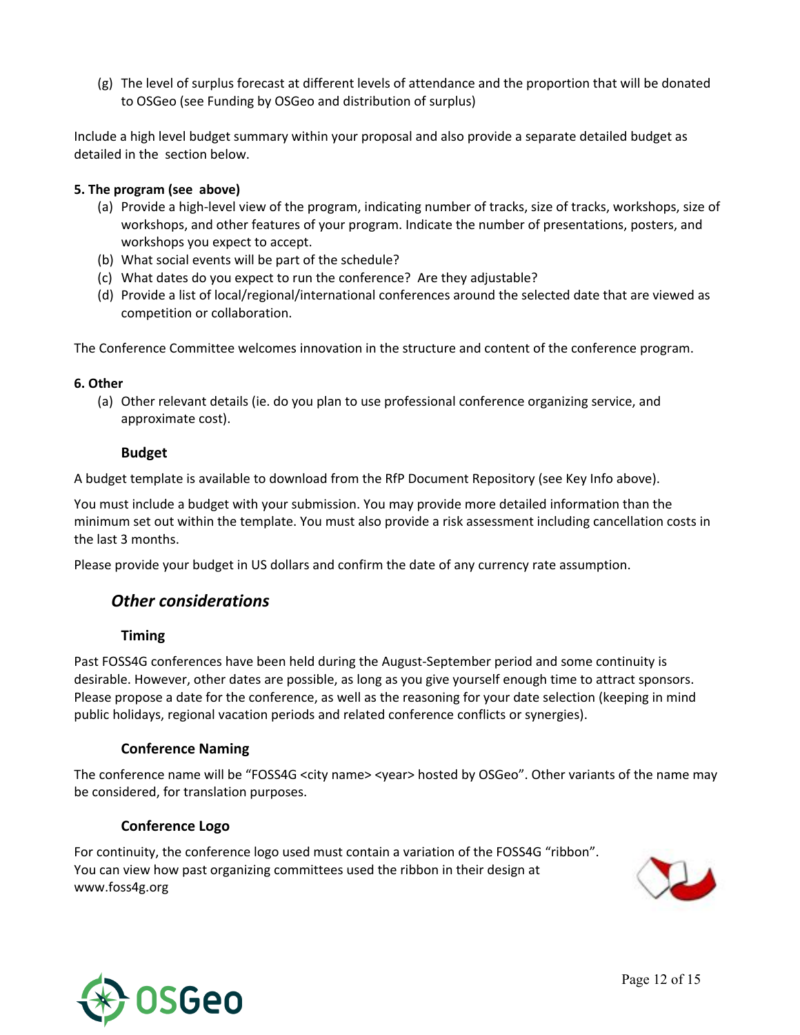(g) The level of surplus forecast at different levels of attendance and the proportion that will be donated to OSGeo (see Funding by OSGeo and distribution of surplus)

Include a high level budget summary within your proposal and also provide a separate detailed budget as detailed in the  section below.

**5. The program (see  above)**

(a) Provide a high-level view of the program, indicating number of tracks, size of tracks, workshops, size of workshops, and other features of your program. Indicate the number of presentations, posters, and workshops you expect to accept.
(b) What social events will be part of the schedule?
(c) What dates do you expect to run the conference?  Are they adjustable?
(d) Provide a list of local/regional/international conferences around the selected date that are viewed as competition or collaboration.

The Conference Committee welcomes innovation in the structure and content of the conference program.

**6. Other**

(a) Other relevant details (ie. do you plan to use professional conference organizing service, and approximate cost).

### Budget

A budget template is available to download from the RfP Document Repository (see Key Info above).

You must include a budget with your submission. You may provide more detailed information than the minimum set out within the template. You must also provide a risk assessment including cancellation costs in the last 3 months.

Please provide your budget in US dollars and confirm the date of any currency rate assumption.

## *Other considerations*

### Timing

Past FOSS4G conferences have been held during the August-September period and some continuity is desirable. However, other dates are possible, as long as you give yourself enough time to attract sponsors. Please propose a date for the conference, as well as the reasoning for your date selection (keeping in mind public holidays, regional vacation periods and related conference conflicts or synergies).

### Conference Naming

The conference name will be "FOSS4G <city name> <year> hosted by OSGeo". Other variants of the name may be considered, for translation purposes.

### Conference Logo

For continuity, the conference logo used must contain a variation of the FOSS4G "ribbon". You can view how past organizing committees used the ribbon in their design at www.foss4g.org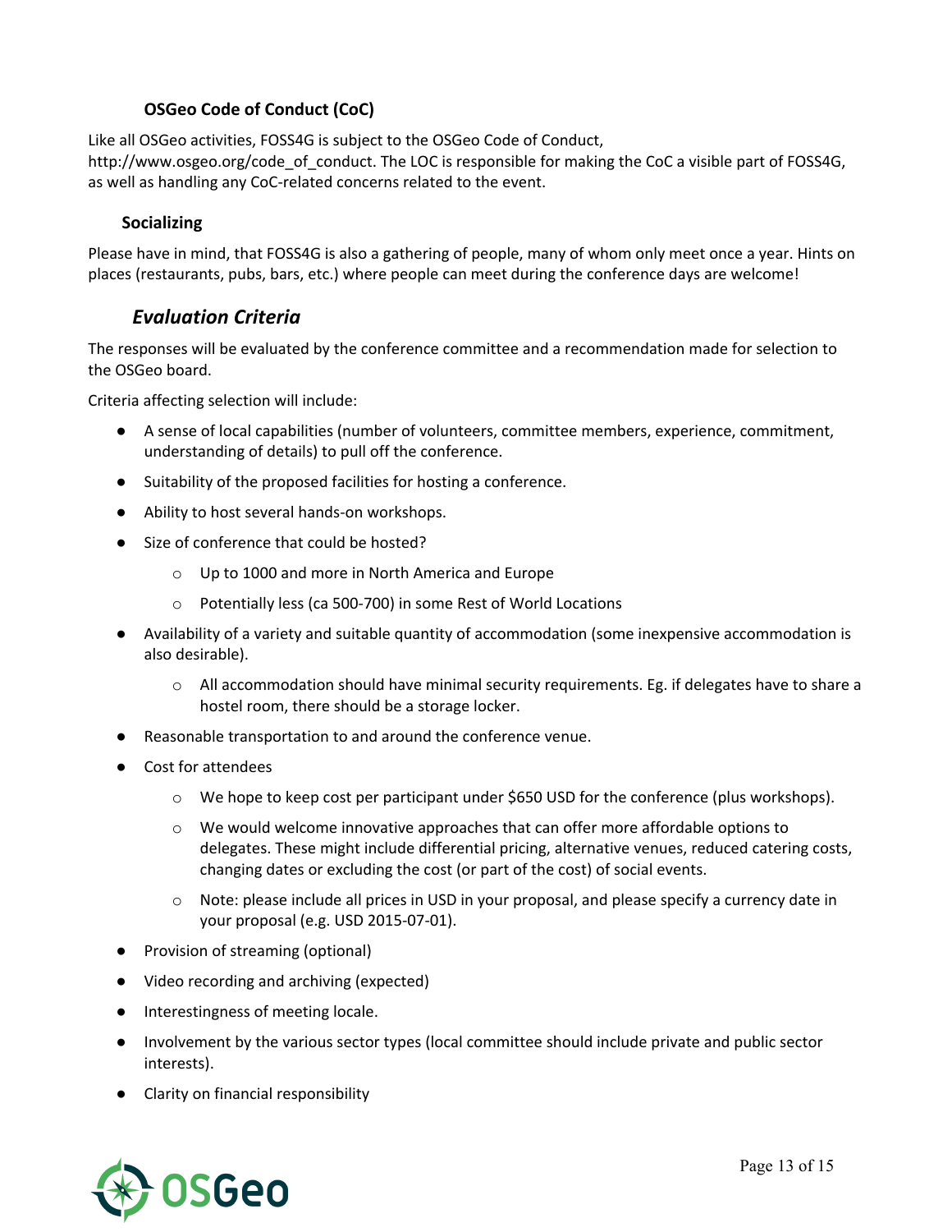### OSGeo Code of Conduct (CoC)

Like all OSGeo activities, FOSS4G is subject to the OSGeo Code of Conduct, http://www.osgeo.org/code_of_conduct. The LOC is responsible for making the CoC a visible part of FOSS4G, as well as handling any CoC-related concerns related to the event.

### Socializing

Please have in mind, that FOSS4G is also a gathering of people, many of whom only meet once a year. Hints on places (restaurants, pubs, bars, etc.) where people can meet during the conference days are welcome!

## *Evaluation Criteria*

The responses will be evaluated by the conference committee and a recommendation made for selection to the OSGeo board.

Criteria affecting selection will include:

- A sense of local capabilities (number of volunteers, committee members, experience, commitment, understanding of details) to pull off the conference.
- Suitability of the proposed facilities for hosting a conference.
- Ability to host several hands-on workshops.
- Size of conference that could be hosted?
    - Up to 1000 and more in North America and Europe
    - Potentially less (ca 500-700) in some Rest of World Locations
- Availability of a variety and suitable quantity of accommodation (some inexpensive accommodation is also desirable).
    - All accommodation should have minimal security requirements. Eg. if delegates have to share a hostel room, there should be a storage locker.
- Reasonable transportation to and around the conference venue.
- Cost for attendees
    - We hope to keep cost per participant under $650 USD for the conference (plus workshops).
    - We would welcome innovative approaches that can offer more affordable options to delegates. These might include differential pricing, alternative venues, reduced catering costs, changing dates or excluding the cost (or part of the cost) of social events.
    - Note: please include all prices in USD in your proposal, and please specify a currency date in your proposal (e.g. USD 2015-07-01).
- Provision of streaming (optional)
- Video recording and archiving (expected)
- Interestingness of meeting locale.
- Involvement by the various sector types (local committee should include private and public sector interests).
- Clarity on financial responsibility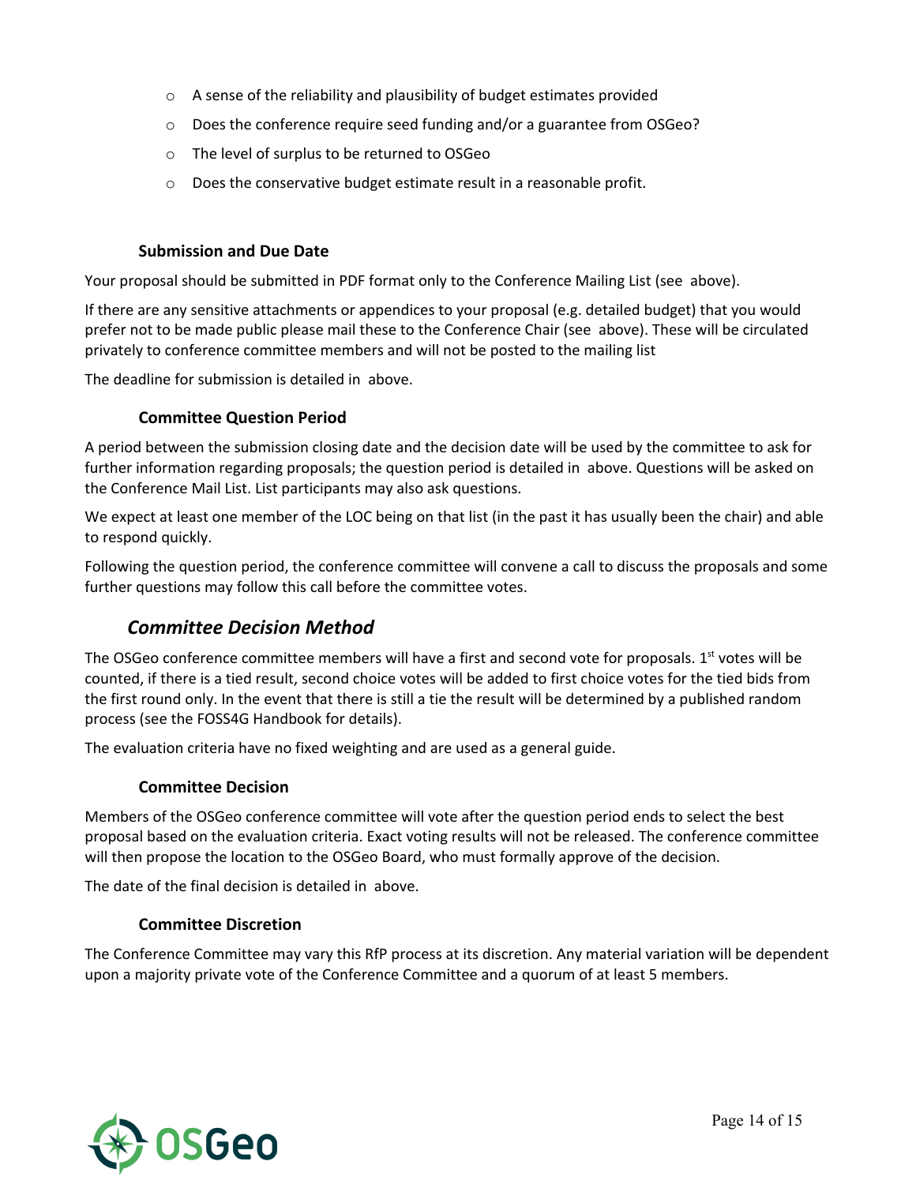- A sense of the reliability and plausibility of budget estimates provided
- Does the conference require seed funding and/or a guarantee from OSGeo?
- The level of surplus to be returned to OSGeo
- Does the conservative budget estimate result in a reasonable profit.

### Submission and Due Date

Your proposal should be submitted in PDF format only to the Conference Mailing List (see  above).

If there are any sensitive attachments or appendices to your proposal (e.g. detailed budget) that you would prefer not to be made public please mail these to the Conference Chair (see  above). These will be circulated privately to conference committee members and will not be posted to the mailing list

The deadline for submission is detailed in  above.

### Committee Question Period

A period between the submission closing date and the decision date will be used by the committee to ask for further information regarding proposals; the question period is detailed in  above. Questions will be asked on the Conference Mail List. List participants may also ask questions.

We expect at least one member of the LOC being on that list (in the past it has usually been the chair) and able to respond quickly.

Following the question period, the conference committee will convene a call to discuss the proposals and some further questions may follow this call before the committee votes.

## *Committee Decision Method*

The OSGeo conference committee members will have a first and second vote for proposals. 1st votes will be counted, if there is a tied result, second choice votes will be added to first choice votes for the tied bids from the first round only. In the event that there is still a tie the result will be determined by a published random process (see the FOSS4G Handbook for details).

The evaluation criteria have no fixed weighting and are used as a general guide.

### Committee Decision

Members of the OSGeo conference committee will vote after the question period ends to select the best proposal based on the evaluation criteria. Exact voting results will not be released. The conference committee will then propose the location to the OSGeo Board, who must formally approve of the decision.

The date of the final decision is detailed in  above.

### Committee Discretion

The Conference Committee may vary this RfP process at its discretion. Any material variation will be dependent upon a majority private vote of the Conference Committee and a quorum of at least 5 members.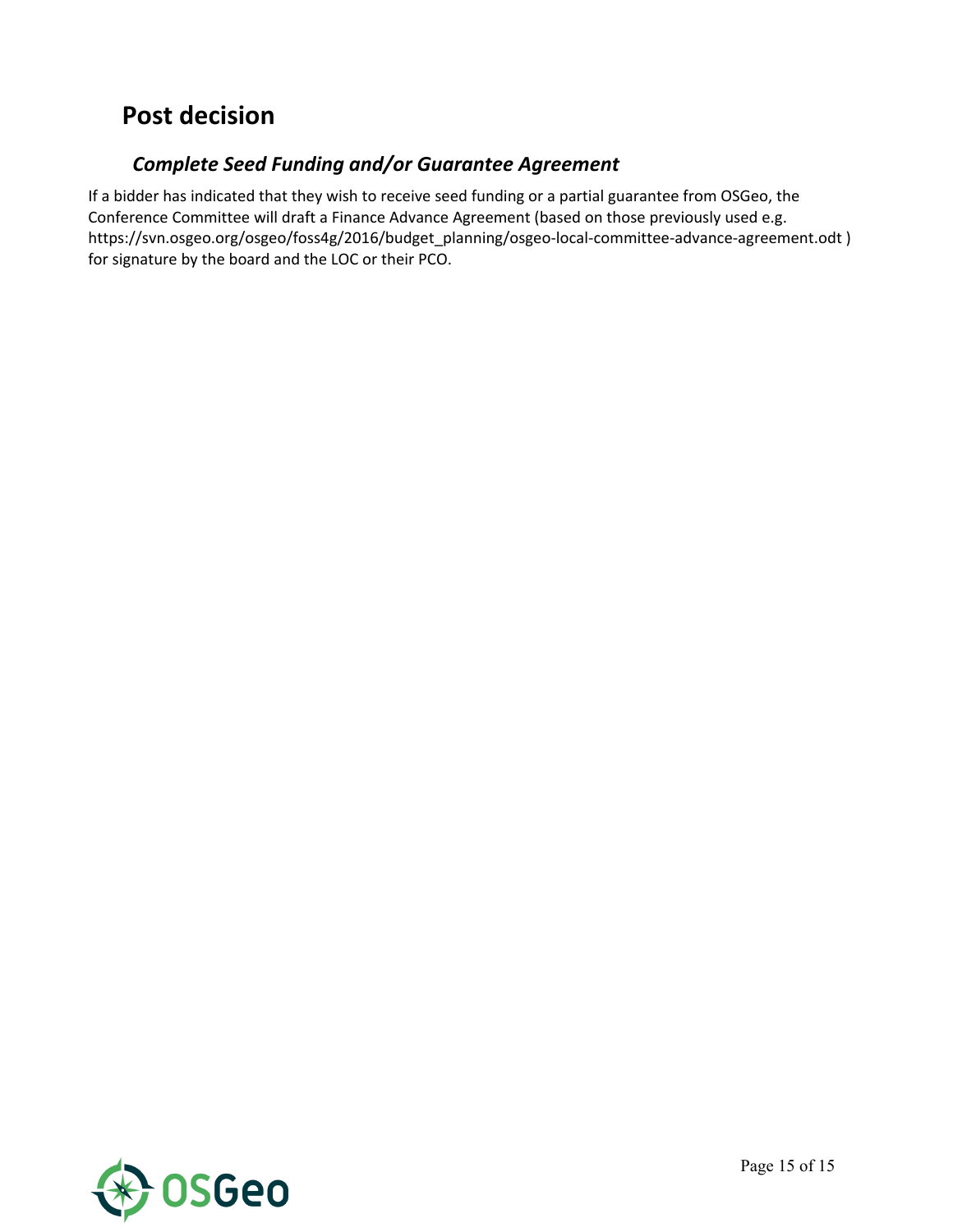# Post decision

### *Complete Seed Funding and/or Guarantee Agreement*

If a bidder has indicated that they wish to receive seed funding or a partial guarantee from OSGeo, the Conference Committee will draft a Finance Advance Agreement (based on those previously used e.g. https://svn.osgeo.org/osgeo/foss4g/2016/budget_planning/osgeo-local-committee-advance-agreement.odt ) for signature by the board and the LOC or their PCO.